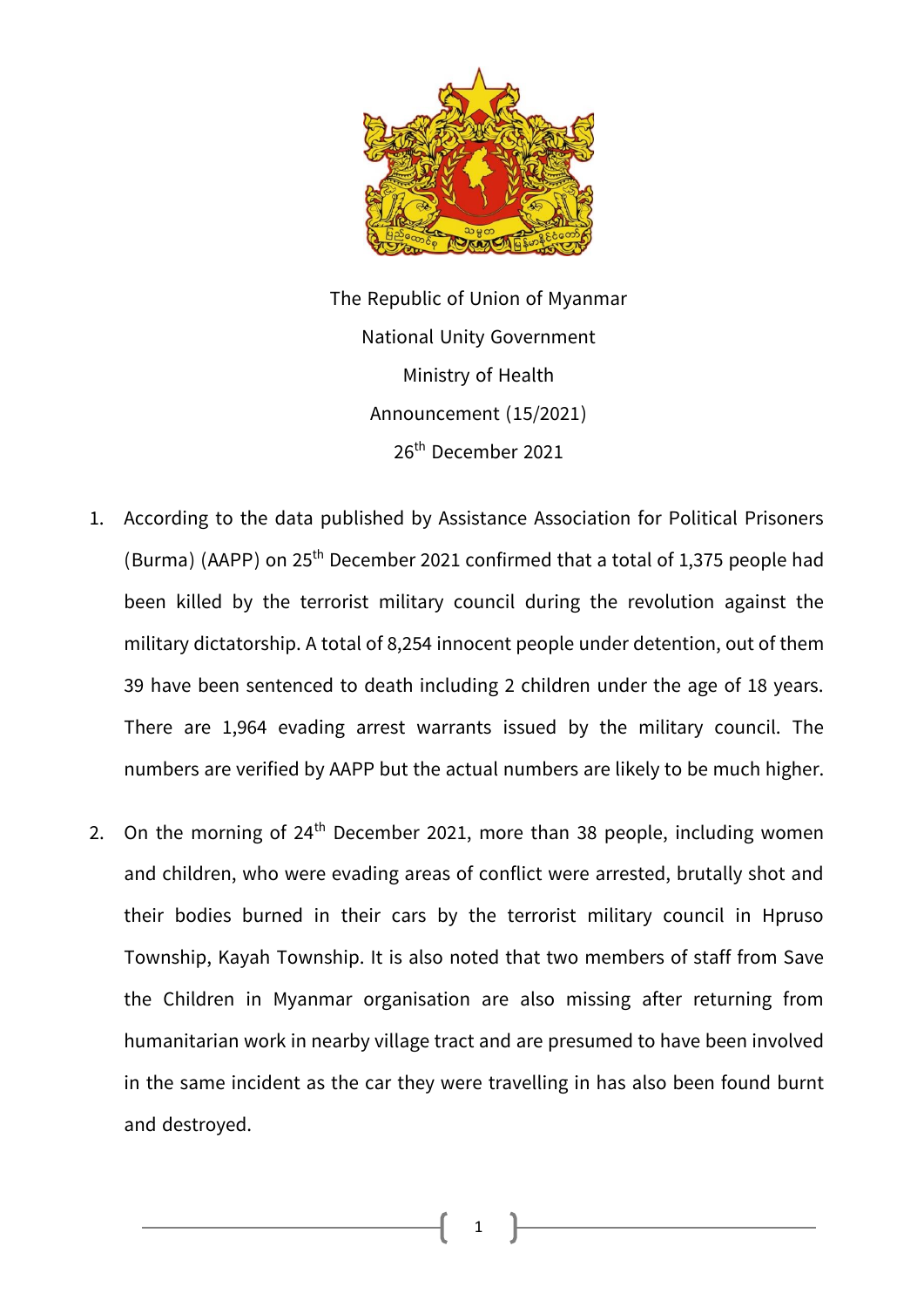The Republic of Union of Myanmar

National Unity Government

Ministry of Health

Announcement (15/2021)

26th December 2021

1. According to the data published by Assistance Association for Political Prisoners (Burma) (AAPP) on 25th December 2021 confirmed that a total of 1,375 people had been killed by the terrorist military council during the revolution against the military dictatorship. A total of 8,254 innocent people under detention, out of them 39 have been sentenced to death including 2 children under the age of 18 years. There are 1,964 evading arrest warrants issued by the military council. The numbers are verified by AAPP but the actual numbers are likely to be much higher.

2. On the morning of 24th December 2021, more than 38 people, including women and children, who were evading areas of conflict were arrested, brutally shot and their bodies burned in their cars by the terrorist military council in Hpruso Township, Kayah Township. It is also noted that two members of staff from Save the Children in Myanmar organisation are also missing after returning from humanitarian work in nearby village tract and are presumed to have been involved in the same incident as the car they were travelling in has also been found burnt and destroyed.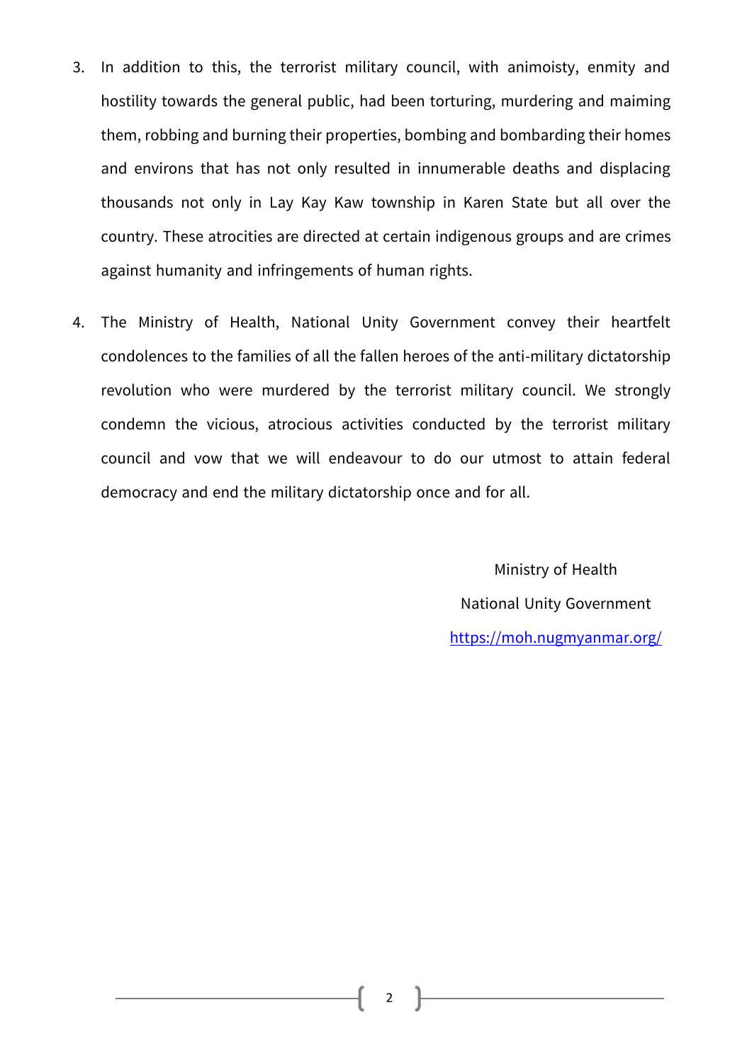3. In addition to this, the terrorist military council, with animoisty, enmity and hostility towards the general public, had been torturing, murdering and maiming them, robbing and burning their properties, bombing and bombarding their homes and environs that has not only resulted in innumerable deaths and displacing thousands not only in Lay Kay Kaw township in Karen State but all over the country. These atrocities are directed at certain indigenous groups and are crimes against humanity and infringements of human rights.

4. The Ministry of Health, National Unity Government convey their heartfelt condolences to the families of all the fallen heroes of the anti-military dictatorship revolution who were murdered by the terrorist military council. We strongly condemn the vicious, atrocious activities conducted by the terrorist military council and vow that we will endeavour to do our utmost to attain federal democracy and end the military dictatorship once and for all.

Ministry of Health

National Unity Government

https://moh.nugmyanmar.org/